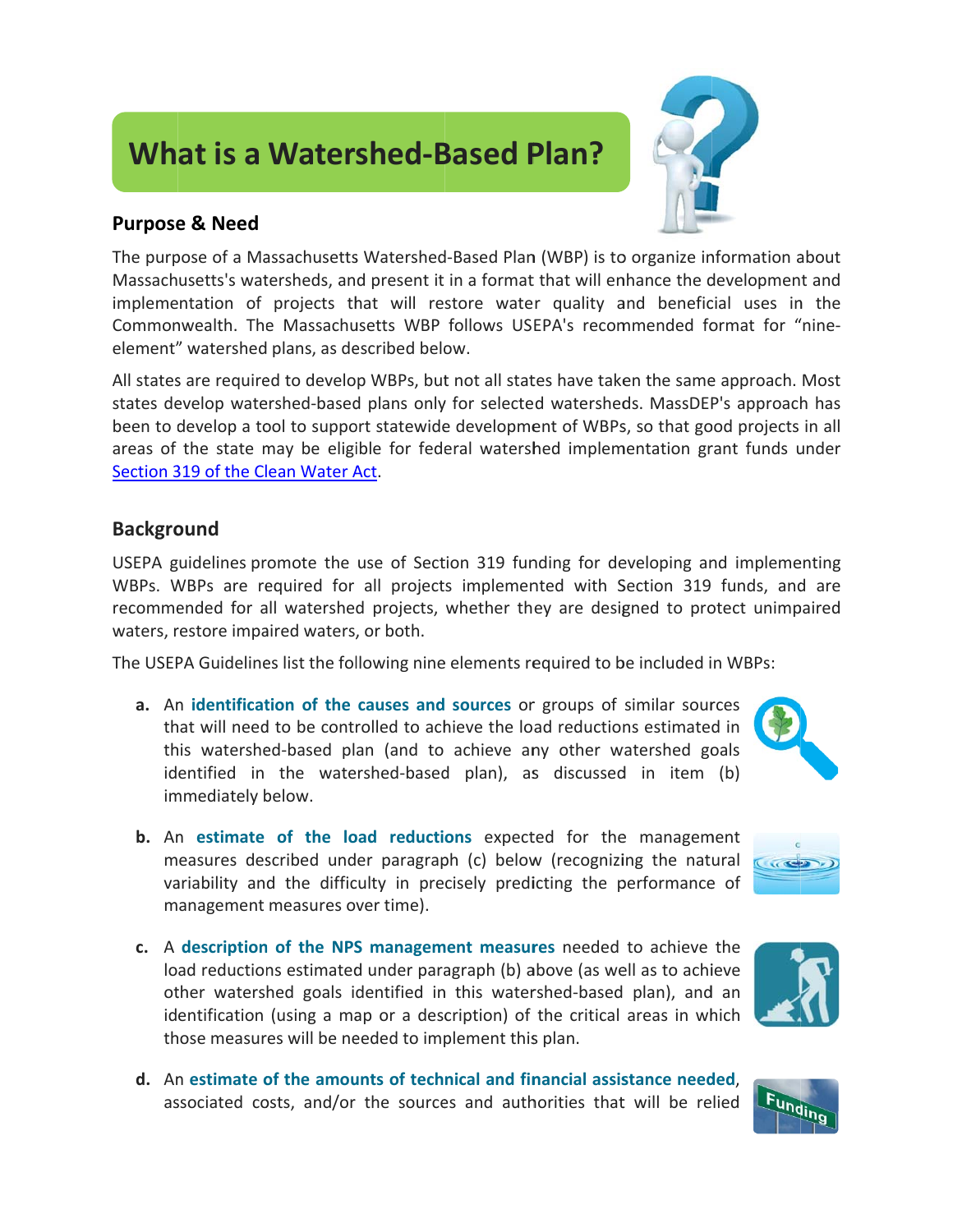# What is a Watershed-Based Plan?

## Purpose & Need

The purpose of a Massachusetts Watershed-Based Plan (WBP) is to organize information about Massachusetts's watersheds, and present it in a format that will enhance the development and implementation of projects that will restore water quality and beneficial uses in the Commonwealth. The Massachusetts WBP follows USEPA's recommended format for "nine-element" watershed plans, as described below.

All states are required to develop WBPs, but not all states have taken the same approach. Most states develop watershed-based plans only for selected watersheds. MassDEP's approach has been to develop a tool to support statewide development of WBPs, so that good projects in all areas of the state may be eligible for federal watershed implementation grant funds under Section 319 of the Clean Water Act.

## Background

USEPA guidelines promote the use of Section 319 funding for developing and implementing WBPs. WBPs are required for all projects implemented with Section 319 funds, and are recommended for all watershed projects, whether they are designed to protect unimpaired waters, restore impaired waters, or both.

The USEPA Guidelines list the following nine elements required to be included in WBPs:

a. An **identification of the causes and sources** or groups of similar sources that will need to be controlled to achieve the load reductions estimated in this watershed-based plan (and to achieve any other watershed goals identified in the watershed-based plan), as discussed in item (b) immediately below.

b. An **estimate of the load reductions** expected for the management measures described under paragraph (c) below (recognizing the natural variability and the difficulty in precisely predicting the performance of management measures over time).

c. A **description of the NPS management measures** needed to achieve the load reductions estimated under paragraph (b) above (as well as to achieve other watershed goals identified in this watershed-based plan), and an identification (using a map or a description) of the critical areas in which those measures will be needed to implement this plan.

d. An **estimate of the amounts of technical and financial assistance needed**, associated costs, and/or the sources and authorities that will be relied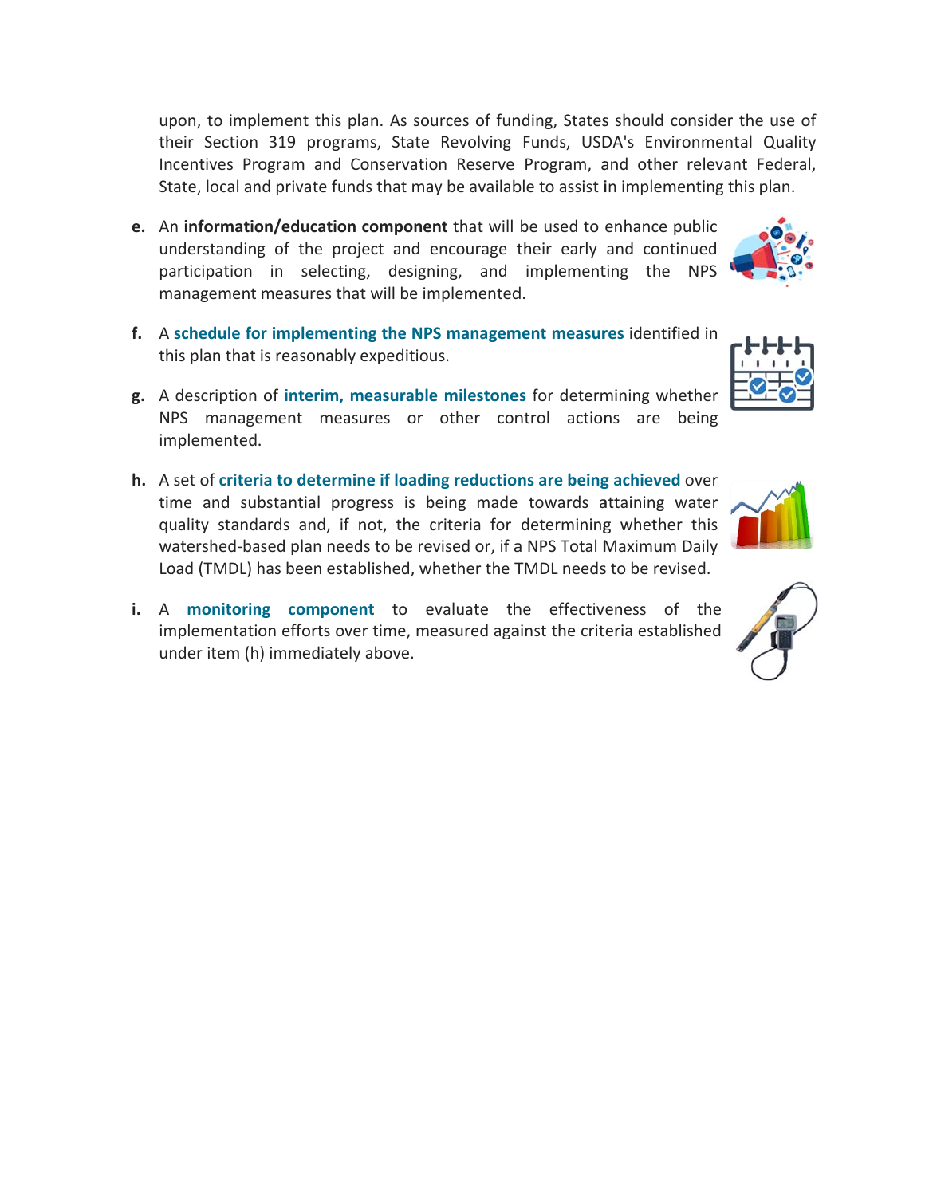upon, to implement this plan. As sources of funding, States should consider the use of their Section 319 programs, State Revolving Funds, USDA's Environmental Quality Incentives Program and Conservation Reserve Program, and other relevant Federal, State, local and private funds that may be available to assist in implementing this plan.

- **e.** An **information/education component** that will be used to enhance public understanding of the project and encourage their early and continued participation in selecting, designing, and implementing the NPS management measures that will be implemented.

- **f.** A **schedule for implementing the NPS management measures** identified in this plan that is reasonably expeditious.

- **g.** A description of **interim, measurable milestones** for determining whether NPS management measures or other control actions are being implemented.

- **h.** A set of **criteria to determine if loading reductions are being achieved** over time and substantial progress is being made towards attaining water quality standards and, if not, the criteria for determining whether this watershed-based plan needs to be revised or, if a NPS Total Maximum Daily Load (TMDL) has been established, whether the TMDL needs to be revised.

- **i.** A **monitoring component** to evaluate the effectiveness of the implementation efforts over time, measured against the criteria established under item (h) immediately above.